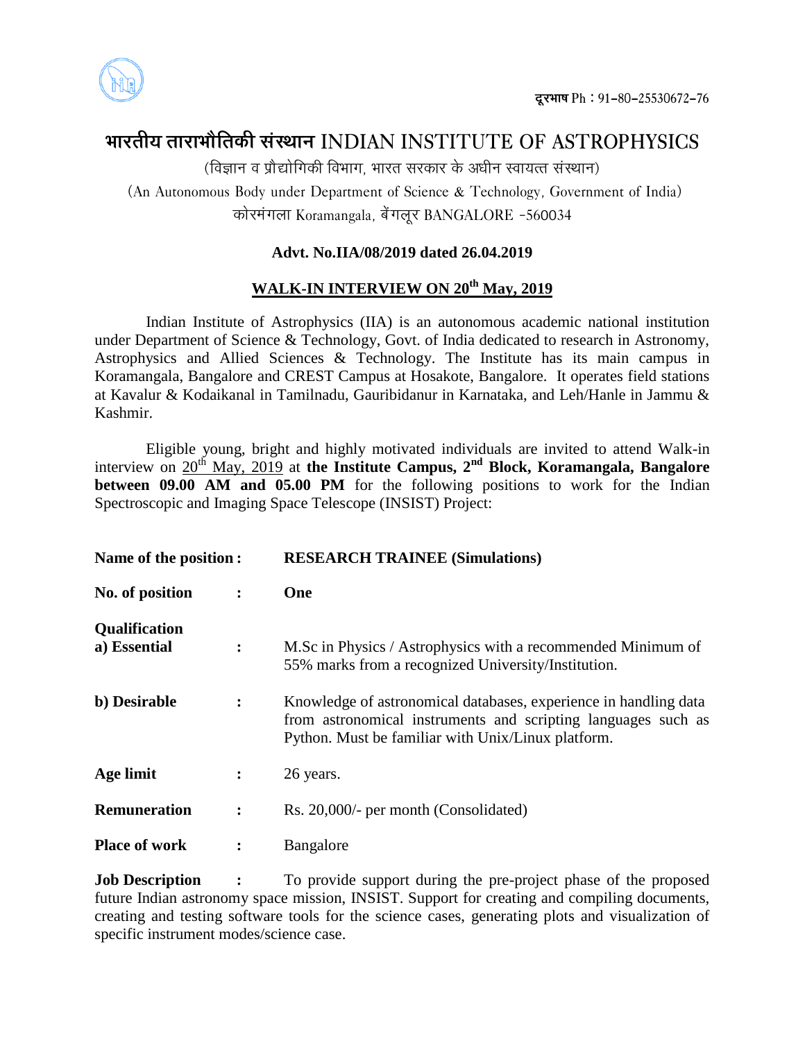दूरभाष Ph : 91-80-25530672-76

# भारतीय ताराभौतिकी संस्थान INDIAN INSTITUTE OF ASTROPHYSICS

(विज्ञान व प्रौद्योगिकी विभाग, भारत सरकार के अधीन स्वायत्त संस्थान)

(An Autonomous Body under Department of Science & Technology, Government of India)

कोरमंगला Koramangala, बेंगलूर BANGALORE -560034

**Advt. No.IIA/08/2019 dated 26.04.2019**

## WALK-IN INTERVIEW ON 20th May, 2019

Indian Institute of Astrophysics (IIA) is an autonomous academic national institution under Department of Science & Technology, Govt. of India dedicated to research in Astronomy, Astrophysics and Allied Sciences & Technology. The Institute has its main campus in Koramangala, Bangalore and CREST Campus at Hosakote, Bangalore. It operates field stations at Kavalur & Kodaikanal in Tamilnadu, Gauribidanur in Karnataka, and Leh/Hanle in Jammu & Kashmir.

Eligible young, bright and highly motivated individuals are invited to attend Walk-in interview on 20th May, 2019 at **the Institute Campus, 2nd Block, Koramangala, Bangalore between 09.00 AM and 05.00 PM** for the following positions to work for the Indian Spectroscopic and Imaging Space Telescope (INSIST) Project:

| | | |
|---|---|---|
| **Name of the position** | **:** | **RESEARCH TRAINEE (Simulations)** |
| **No. of position** | **:** | **One** |
| **Qualification**<br>**a) Essential** | **:** | M.Sc in Physics / Astrophysics with a recommended Minimum of 55% marks from a recognized University/Institution. |
| **b) Desirable** | **:** | Knowledge of astronomical databases, experience in handling data from astronomical instruments and scripting languages such as Python. Must be familiar with Unix/Linux platform. |
| **Age limit** | **:** | 26 years. |
| **Remuneration** | **:** | Rs. 20,000/- per month (Consolidated) |
| **Place of work** | **:** | Bangalore |

**Job Description :** To provide support during the pre-project phase of the proposed future Indian astronomy space mission, INSIST. Support for creating and compiling documents, creating and testing software tools for the science cases, generating plots and visualization of specific instrument modes/science case.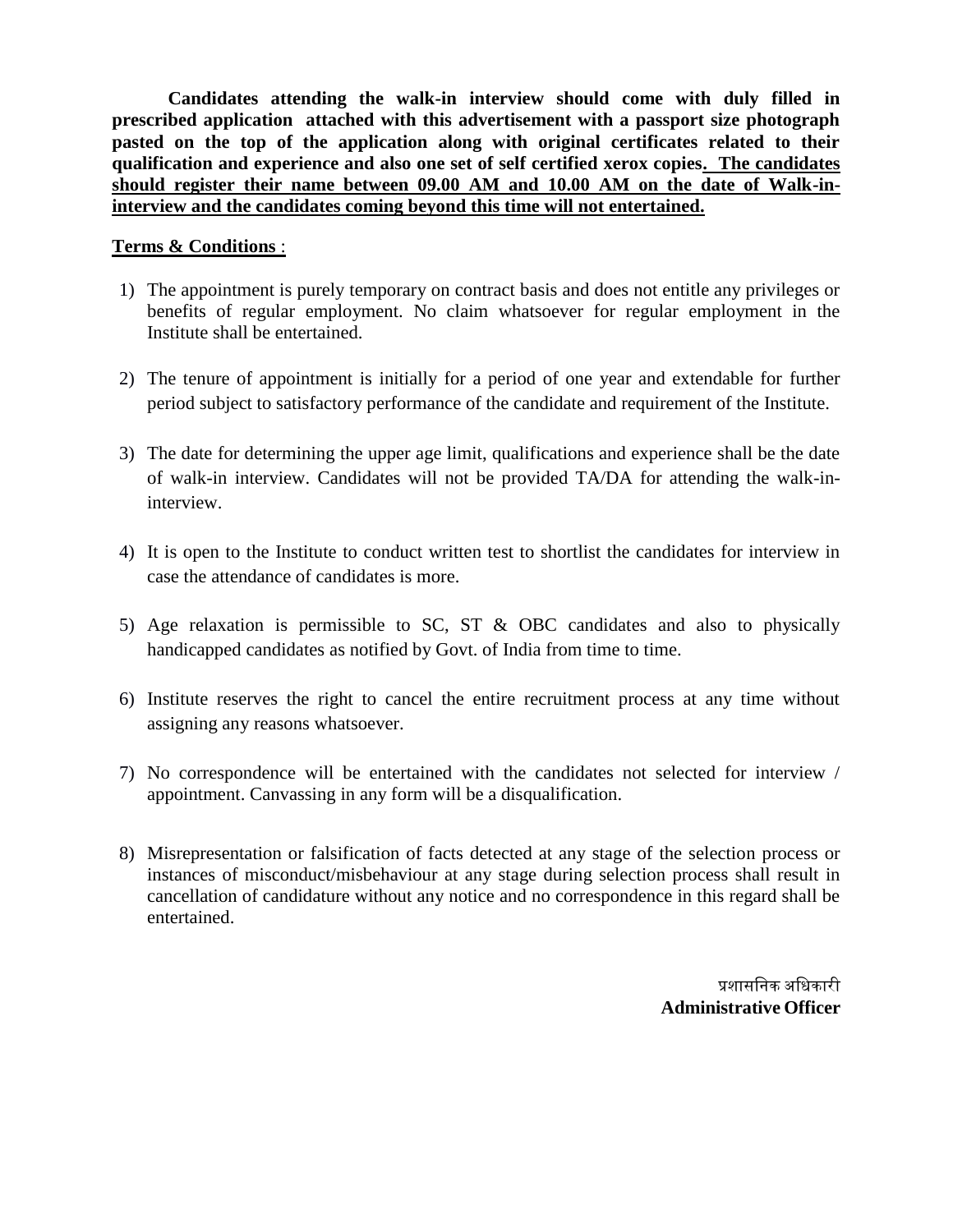**Candidates attending the walk-in interview should come with duly filled in prescribed application attached with this advertisement with a passport size photograph pasted on the top of the application along with original certificates related to their qualification and experience and also one set of self certified xerox copies. <u>The candidates should register their name between 09.00 AM and 10.00 AM on the date of Walk-in-interview and the candidates coming beyond this time will not entertained.</u>**

**<u>Terms & Conditions</u>** :

1) The appointment is purely temporary on contract basis and does not entitle any privileges or benefits of regular employment. No claim whatsoever for regular employment in the Institute shall be entertained.

2) The tenure of appointment is initially for a period of one year and extendable for further period subject to satisfactory performance of the candidate and requirement of the Institute.

3) The date for determining the upper age limit, qualifications and experience shall be the date of walk-in interview. Candidates will not be provided TA/DA for attending the walk-in-interview.

4) It is open to the Institute to conduct written test to shortlist the candidates for interview in case the attendance of candidates is more.

5) Age relaxation is permissible to SC, ST & OBC candidates and also to physically handicapped candidates as notified by Govt. of India from time to time.

6) Institute reserves the right to cancel the entire recruitment process at any time without assigning any reasons whatsoever.

7) No correspondence will be entertained with the candidates not selected for interview / appointment. Canvassing in any form will be a disqualification.

8) Misrepresentation or falsification of facts detected at any stage of the selection process or instances of misconduct/misbehaviour at any stage during selection process shall result in cancellation of candidature without any notice and no correspondence in this regard shall be entertained.

प्रशासनिक अधिकारी
**Administrative Officer**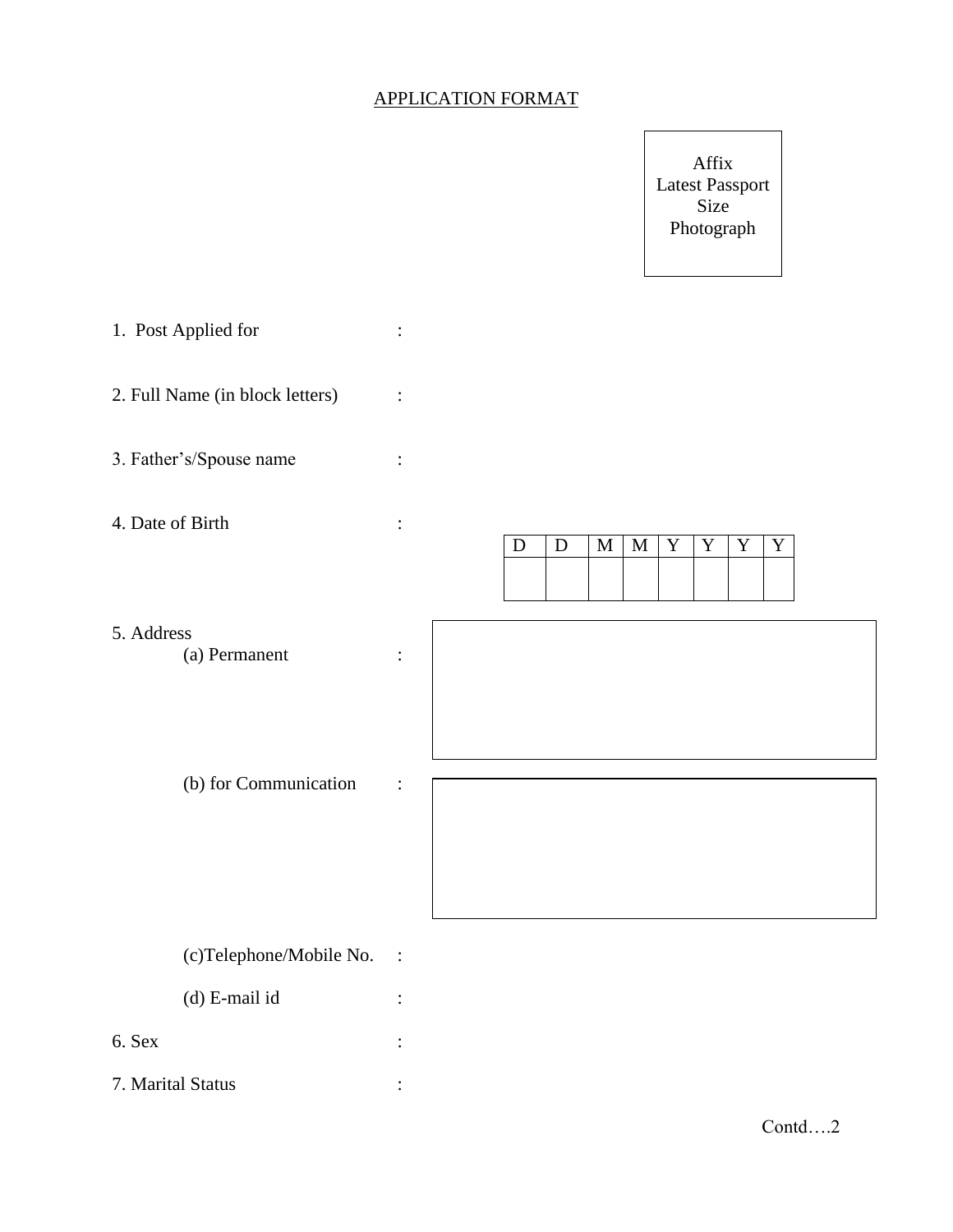# APPLICATION FORMAT

Affix Latest Passport Size Photograph

1. Post Applied for :

2. Full Name (in block letters) :

3. Father's/Spouse name :

4. Date of Birth :

| D | D | M | M | Y | Y | Y | Y |
|---|---|---|---|---|---|---|---|
| | | | | | | | |

5. Address
   (a) Permanent :

   (b) for Communication :

   (c)Telephone/Mobile No. :

   (d) E-mail id :

6. Sex :

7. Marital Status :

Contd….2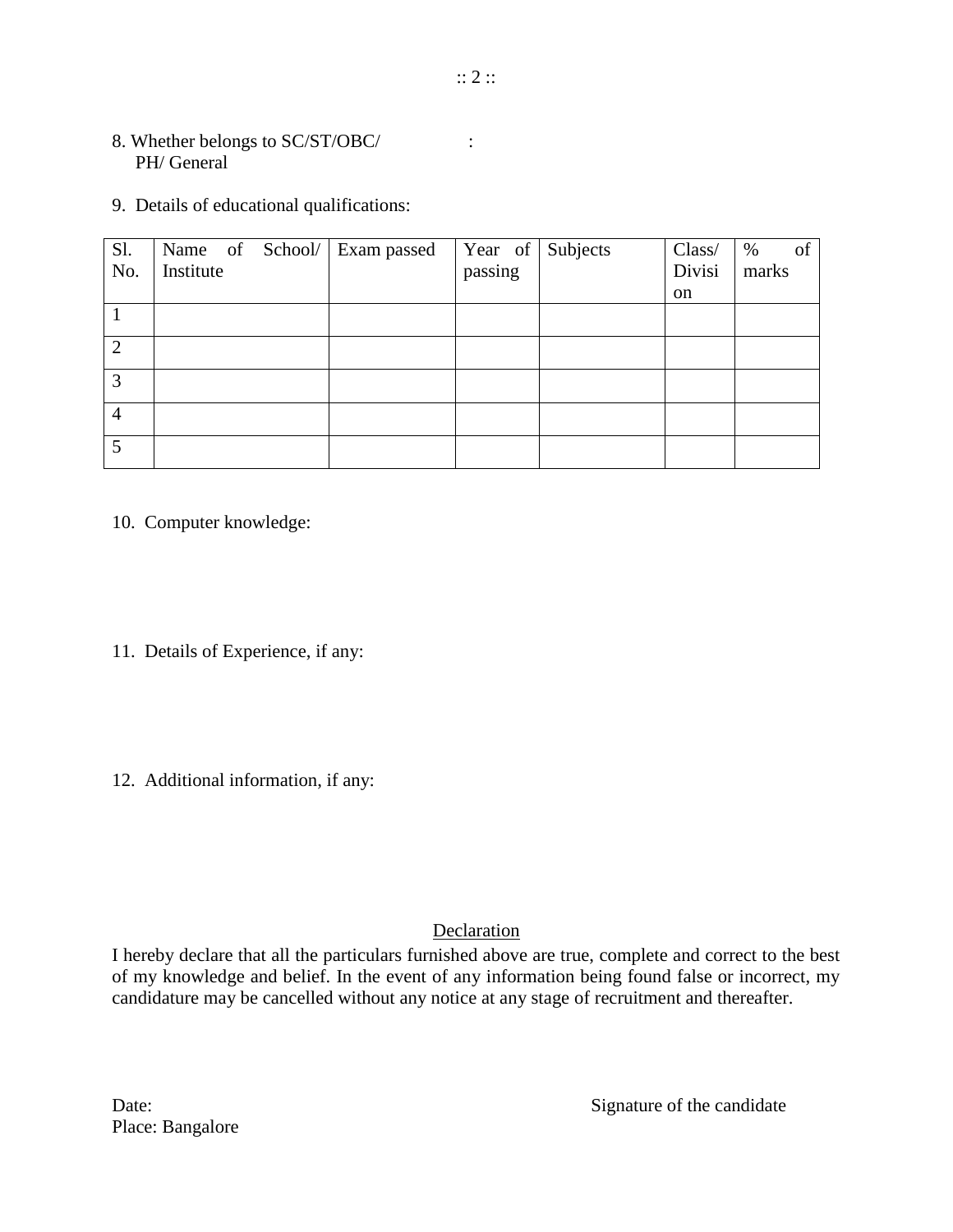8. Whether belongs to SC/ST/OBC/ PH/ General :

9. Details of educational qualifications:

| Sl. No. | Name of School/ Institute | Exam passed | Year of passing | Subjects | Class/ Division | % of marks |
|---|---|---|---|---|---|---|
| 1 | | | | | | |
| 2 | | | | | | |
| 3 | | | | | | |
| 4 | | | | | | |
| 5 | | | | | | |

10. Computer knowledge:

11. Details of Experience, if any:

12. Additional information, if any:

<u>Declaration</u>

I hereby declare that all the particulars furnished above are true, complete and correct to the best of my knowledge and belief. In the event of any information being found false or incorrect, my candidature may be cancelled without any notice at any stage of recruitment and thereafter.

Date:

Place: Bangalore

Signature of the candidate